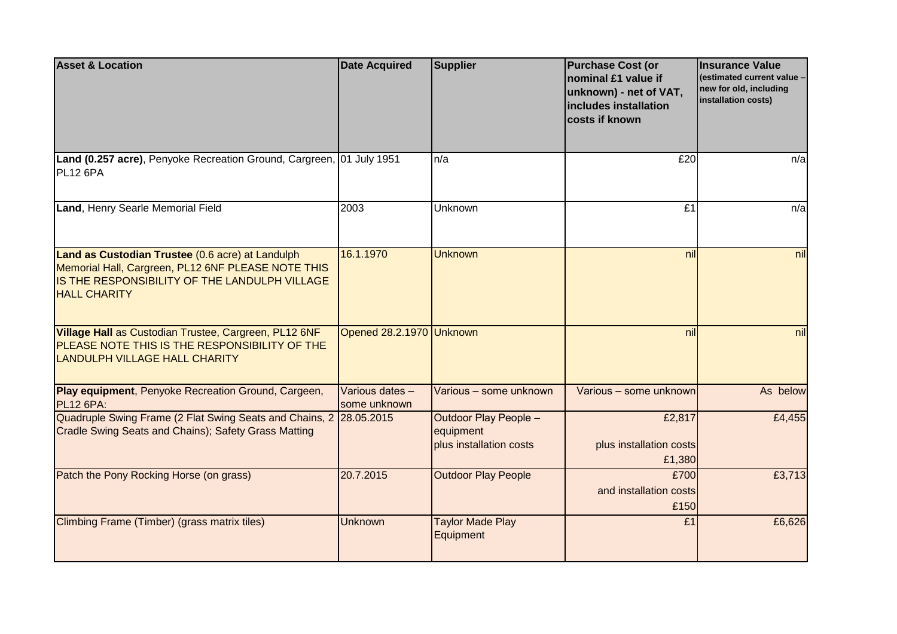| Asset & Location | Date Acquired | Supplier | Purchase Cost (or nominal £1 value if unknown) - net of VAT, includes installation costs if known | Insurance Value (estimated current value – new for old, including installation costs) |
| --- | --- | --- | --- | --- |
| **Land (0.257 acre)**, Penyoke Recreation Ground, Cargreen, PL12 6PA | 01 July 1951 | n/a | £20 | n/a |
| **Land**, Henry Searle Memorial Field | 2003 | Unknown | £1 | n/a |
| **Land as Custodian Trustee** (0.6 acre) at Landulph Memorial Hall, Cargreen, PL12 6NF PLEASE NOTE THIS IS THE RESPONSIBILITY OF THE LANDULPH VILLAGE HALL CHARITY | 16.1.1970 | Unknown | nil | nil |
| **Village Hall** as Custodian Trustee, Cargreen, PL12 6NF PLEASE NOTE THIS IS THE RESPONSIBILITY OF THE LANDULPH VILLAGE HALL CHARITY | Opened 28.2.1970 | Unknown | nil | nil |
| **Play equipment**, Penyoke Recreation Ground, Cargeen, PL12 6PA: | Various dates – some unknown | Various – some unknown | Various – some unknown | As below |
| Quadruple Swing Frame (2 Flat Swing Seats and Chains, 2 Cradle Swing Seats and Chains); Safety Grass Matting | 28.05.2015 | Outdoor Play People – equipment plus installation costs | £2,817 plus installation costs £1,380 | £4,455 |
| Patch the Pony Rocking Horse (on grass) | 20.7.2015 | Outdoor Play People | £700 and installation costs £150 | £3,713 |
| Climbing Frame (Timber) (grass matrix tiles) | Unknown | Taylor Made Play Equipment | £1 | £6,626 |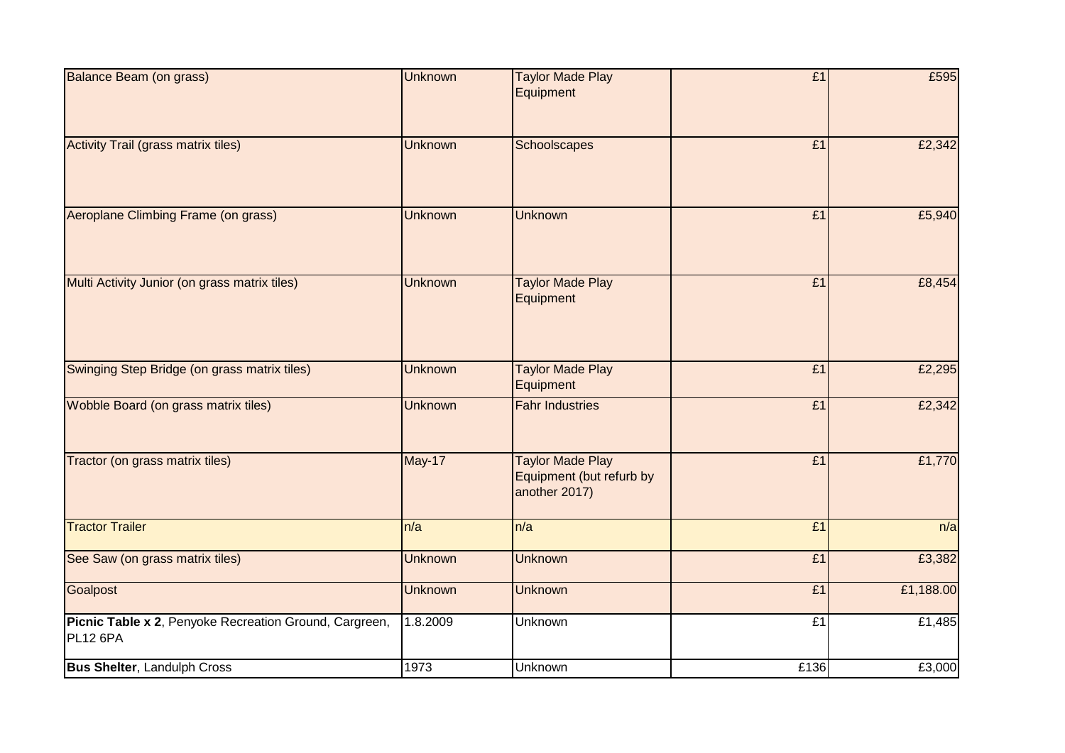| | | | | |
|---|---|---|---|---|
| Balance Beam (on grass) | Unknown | Taylor Made Play Equipment | £1 | £595 |
| Activity Trail (grass matrix tiles) | Unknown | Schoolscapes | £1 | £2,342 |
| Aeroplane Climbing Frame (on grass) | Unknown | Unknown | £1 | £5,940 |
| Multi Activity Junior (on grass matrix tiles) | Unknown | Taylor Made Play Equipment | £1 | £8,454 |
| Swinging Step Bridge (on grass matrix tiles) | Unknown | Taylor Made Play Equipment | £1 | £2,295 |
| Wobble Board (on grass matrix tiles) | Unknown | Fahr Industries | £1 | £2,342 |
| Tractor (on grass matrix tiles) | May-17 | Taylor Made Play Equipment (but refurb by another 2017) | £1 | £1,770 |
| Tractor Trailer | n/a | n/a | £1 | n/a |
| See Saw (on grass matrix tiles) | Unknown | Unknown | £1 | £3,382 |
| Goalpost | Unknown | Unknown | £1 | £1,188.00 |
| **Picnic Table x 2**, Penyoke Recreation Ground, Cargreen, PL12 6PA | 1.8.2009 | Unknown | £1 | £1,485 |
| **Bus Shelter**, Landulph Cross | 1973 | Unknown | £136 | £3,000 |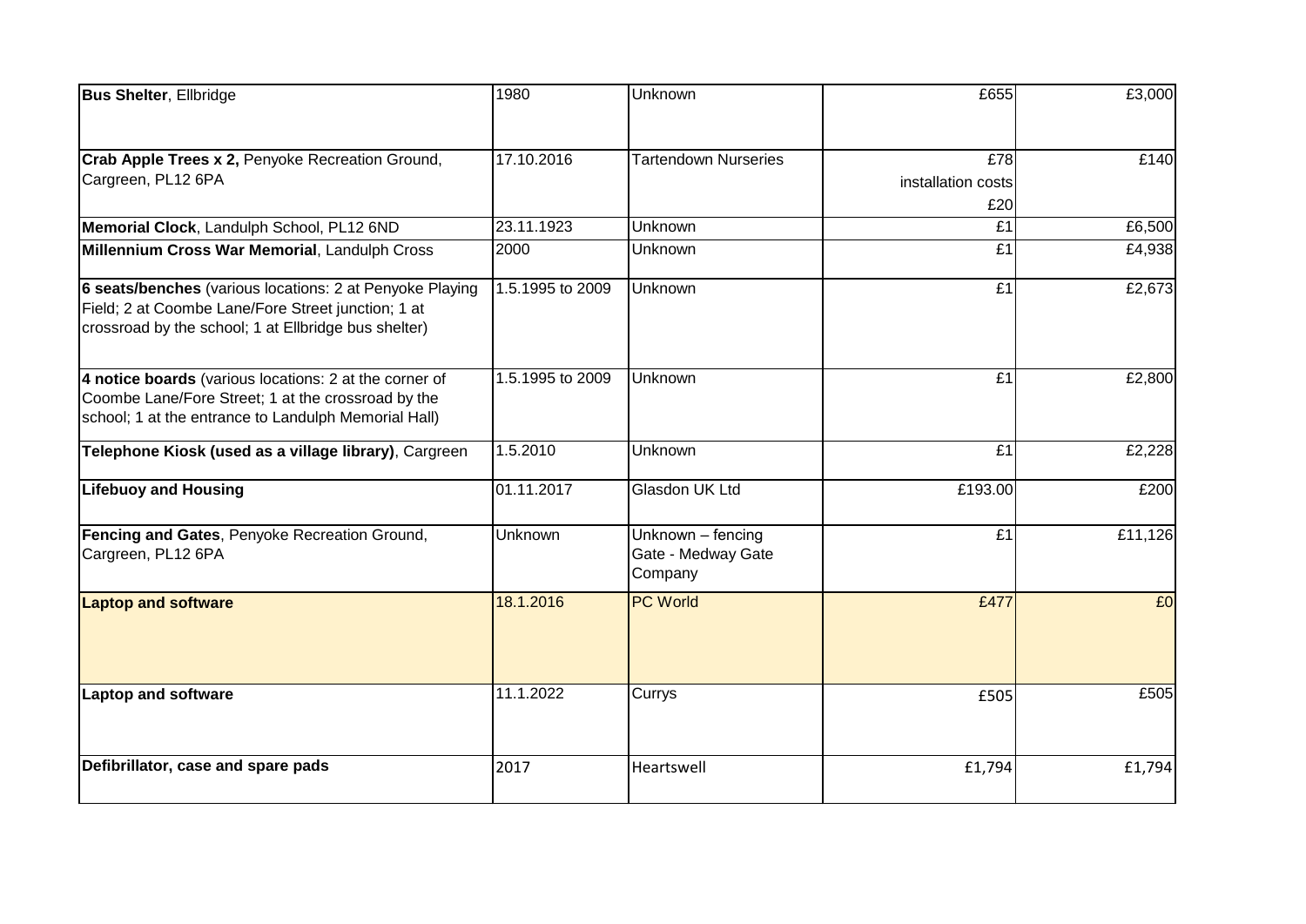| | | | | |
|---|---|---|---|---|
| **Bus Shelter**, Ellbridge | 1980 | Unknown | £655 | £3,000 |
| **Crab Apple Trees x 2,** Penyoke Recreation Ground, Cargreen, PL12 6PA | 17.10.2016 | Tartendown Nurseries | £78<br>installation costs<br>£20 | £140 |
| **Memorial Clock**, Landulph School, PL12 6ND | 23.11.1923 | Unknown | £1 | £6,500 |
| **Millennium Cross War Memorial**, Landulph Cross | 2000 | Unknown | £1 | £4,938 |
| **6 seats/benches** (various locations: 2 at Penyoke Playing Field; 2 at Coombe Lane/Fore Street junction; 1 at crossroad by the school; 1 at Ellbridge bus shelter) | 1.5.1995 to 2009 | Unknown | £1 | £2,673 |
| **4 notice boards** (various locations: 2 at the corner of Coombe Lane/Fore Street; 1 at the crossroad by the school; 1 at the entrance to Landulph Memorial Hall) | 1.5.1995 to 2009 | Unknown | £1 | £2,800 |
| **Telephone Kiosk (used as a village library)**, Cargreen | 1.5.2010 | Unknown | £1 | £2,228 |
| **Lifebuoy and Housing** | 01.11.2017 | Glasdon UK Ltd | £193.00 | £200 |
| **Fencing and Gates**, Penyoke Recreation Ground, Cargreen, PL12 6PA | Unknown | Unknown – fencing<br>Gate - Medway Gate Company | £1 | £11,126 |
| **Laptop and software** | 18.1.2016 | PC World | £477 | £0 |
| **Laptop and software** | 11.1.2022 | Currys | £505 | £505 |
| **Defibrillator, case and spare pads** | 2017 | Heartswell | £1,794 | £1,794 |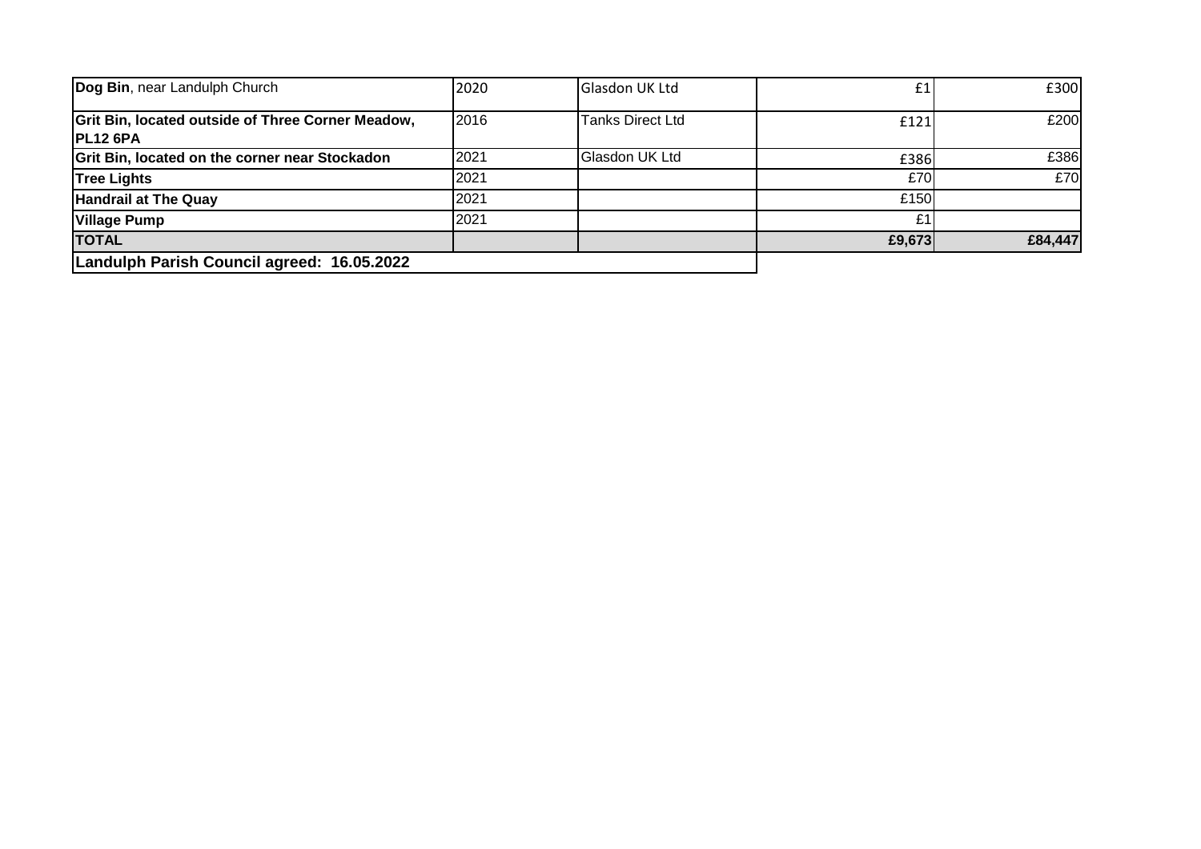| | | | | |
|---|---|---|---|---|
| **Dog Bin**, near Landulph Church | 2020 | Glasdon UK Ltd | £1 | £300 |
| **Grit Bin, located outside of Three Corner Meadow, PL12 6PA** | 2016 | Tanks Direct Ltd | £121 | £200 |
| **Grit Bin, located on the corner near Stockadon** | 2021 | Glasdon UK Ltd | £386 | £386 |
| **Tree Lights** | 2021 | | £70 | £70 |
| **Handrail at The Quay** | 2021 | | £150 | |
| **Village Pump** | 2021 | | £1 | |
| **TOTAL** | | | **£9,673** | **£84,447** |

**Landulph Parish Council agreed: 16.05.2022**